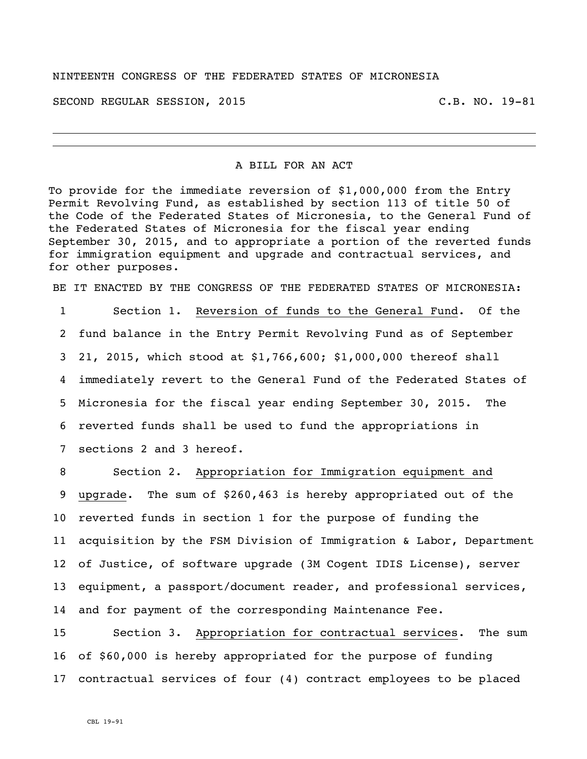NINTEENTH CONGRESS OF THE FEDERATED STATES OF MICRONESIA

SECOND REGULAR SESSION, 2015 C.B. NO. 19-81

---

A BILL FOR AN ACT

To provide for the immediate reversion of $1,000,000 from the Entry Permit Revolving Fund, as established by section 113 of title 50 of the Code of the Federated States of Micronesia, to the General Fund of the Federated States of Micronesia for the fiscal year ending September 30, 2015, and to appropriate a portion of the reverted funds for immigration equipment and upgrade and contractual services, and for other purposes.

BE IT ENACTED BY THE CONGRESS OF THE FEDERATED STATES OF MICRONESIA:

1 Section 1. Reversion of funds to the General Fund. Of the
2 fund balance in the Entry Permit Revolving Fund as of September
3 21, 2015, which stood at $1,766,600; $1,000,000 thereof shall
4 immediately revert to the General Fund of the Federated States of
5 Micronesia for the fiscal year ending September 30, 2015. The
6 reverted funds shall be used to fund the appropriations in
7 sections 2 and 3 hereof.

8 Section 2. Appropriation for Immigration equipment and
9 upgrade. The sum of $260,463 is hereby appropriated out of the
10 reverted funds in section 1 for the purpose of funding the
11 acquisition by the FSM Division of Immigration & Labor, Department
12 of Justice, of software upgrade (3M Cogent IDIS License), server
13 equipment, a passport/document reader, and professional services,
14 and for payment of the corresponding Maintenance Fee.

15 Section 3. Appropriation for contractual services. The sum
16 of $60,000 is hereby appropriated for the purpose of funding
17 contractual services of four (4) contract employees to be placed

CBL 19-91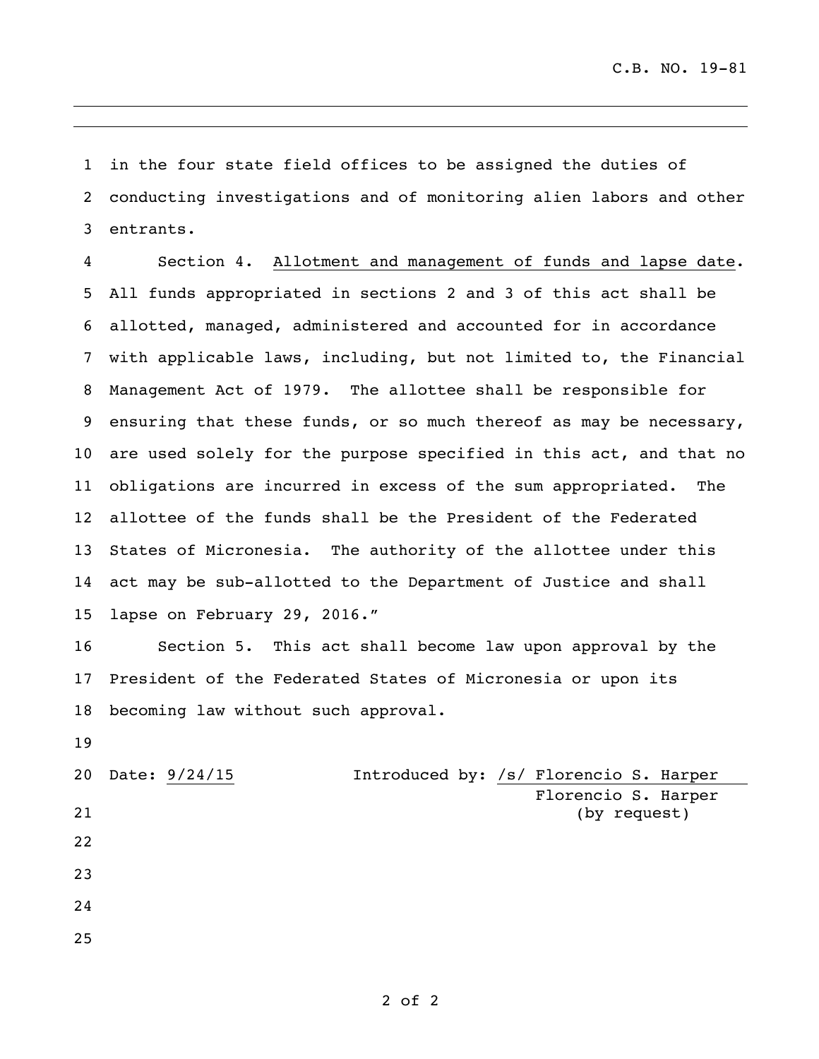in the four state field offices to be assigned the duties of conducting investigations and of monitoring alien labors and other entrants.

Section 4. Allotment and management of funds and lapse date. All funds appropriated in sections 2 and 3 of this act shall be allotted, managed, administered and accounted for in accordance with applicable laws, including, but not limited to, the Financial Management Act of 1979. The allottee shall be responsible for ensuring that these funds, or so much thereof as may be necessary, are used solely for the purpose specified in this act, and that no obligations are incurred in excess of the sum appropriated. The allottee of the funds shall be the President of the Federated States of Micronesia. The authority of the allottee under this act may be sub-allotted to the Department of Justice and shall lapse on February 29, 2016."

Section 5. This act shall become law upon approval by the President of the Federated States of Micronesia or upon its becoming law without such approval.

Date: 9/24/15

Introduced by: /s/ Florencio S. Harper
Florencio S. Harper
(by request)